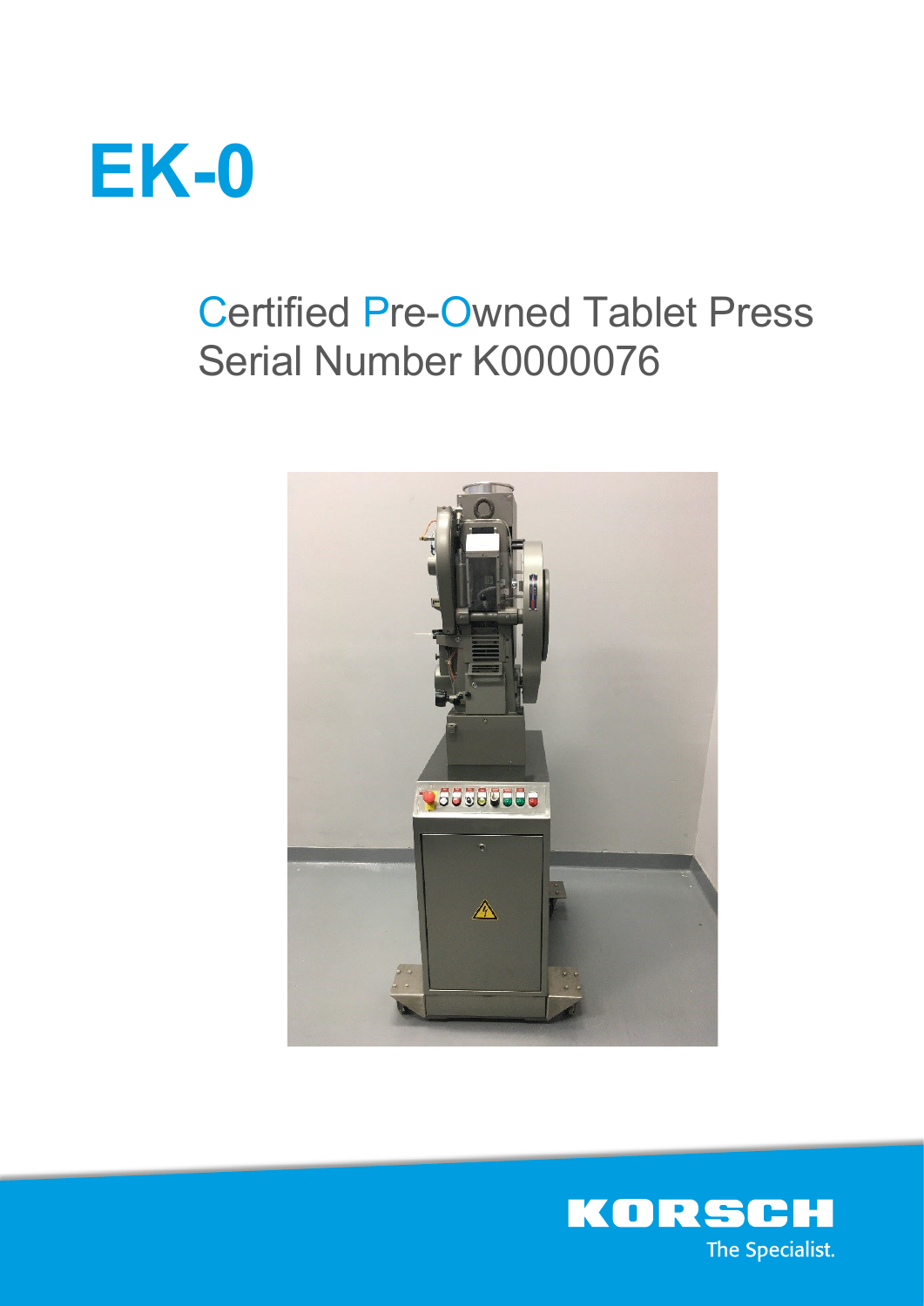# EK-0

## Certified Pre-Owned Tablet Press
## Serial Number K0000076

KORSCH
The Specialist.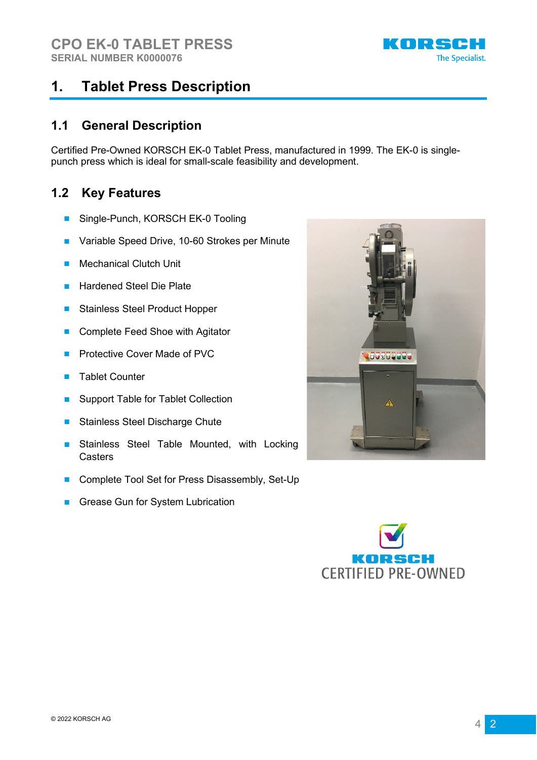# 1. Tablet Press Description

## 1.1 General Description

Certified Pre-Owned KORSCH EK-0 Tablet Press, manufactured in 1999. The EK-0 is single-punch press which is ideal for small-scale feasibility and development.

## 1.2 Key Features

- Single-Punch, KORSCH EK-0 Tooling
- Variable Speed Drive, 10-60 Strokes per Minute
- Mechanical Clutch Unit
- Hardened Steel Die Plate
- Stainless Steel Product Hopper
- Complete Feed Shoe with Agitator
- Protective Cover Made of PVC
- Tablet Counter
- Support Table for Tablet Collection
- Stainless Steel Discharge Chute
- Stainless Steel Table Mounted, with Locking Casters
- Complete Tool Set for Press Disassembly, Set-Up
- Grease Gun for System Lubrication

KORSCH CERTIFIED PRE-OWNED

© 2022 KORSCH AG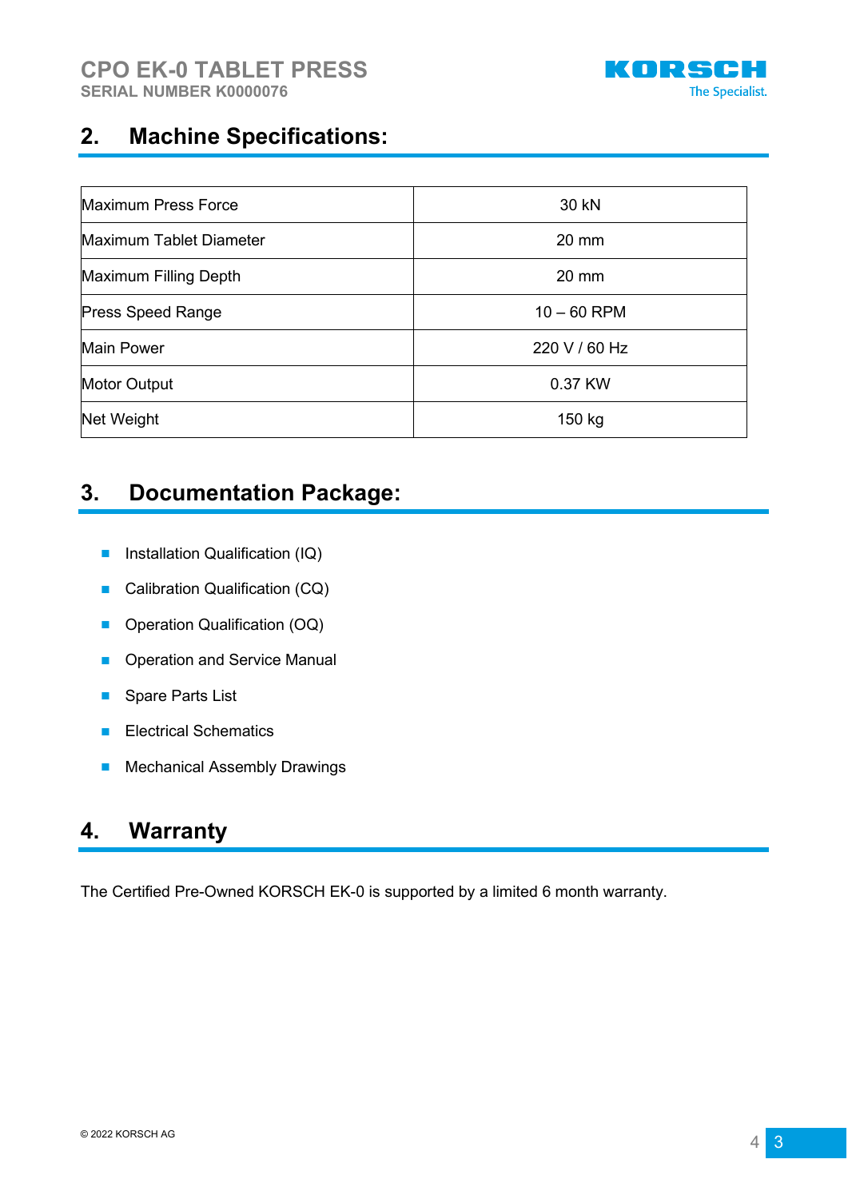## 2. Machine Specifications:

| | |
|---|---|
| Maximum Press Force | 30 kN |
| Maximum Tablet Diameter | 20 mm |
| Maximum Filling Depth | 20 mm |
| Press Speed Range | 10 – 60 RPM |
| Main Power | 220 V / 60 Hz |
| Motor Output | 0.37 KW |
| Net Weight | 150 kg |

## 3. Documentation Package:

- Installation Qualification (IQ)
- Calibration Qualification (CQ)
- Operation Qualification (OQ)
- Operation and Service Manual
- Spare Parts List
- Electrical Schematics
- Mechanical Assembly Drawings

## 4. Warranty

The Certified Pre-Owned KORSCH EK-0 is supported by a limited 6 month warranty.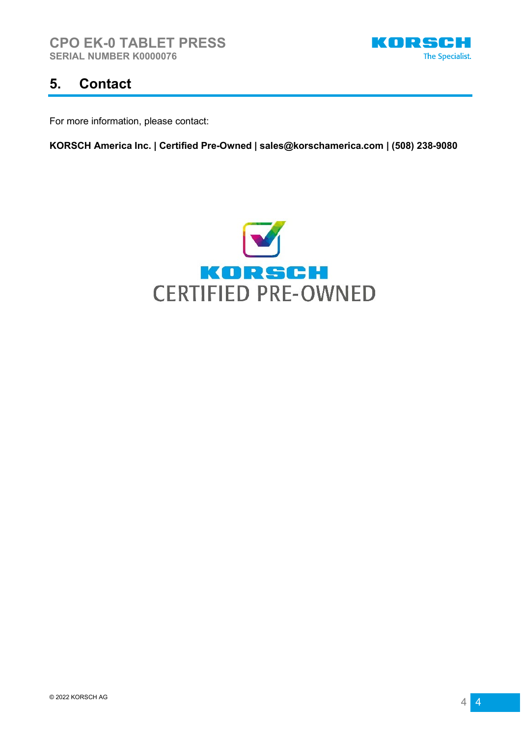## 5. Contact

For more information, please contact:

**KORSCH America Inc. | Certified Pre-Owned | sales@korschamerica.com | (508) 238-9080**

KORSCH

CERTIFIED PRE-OWNED